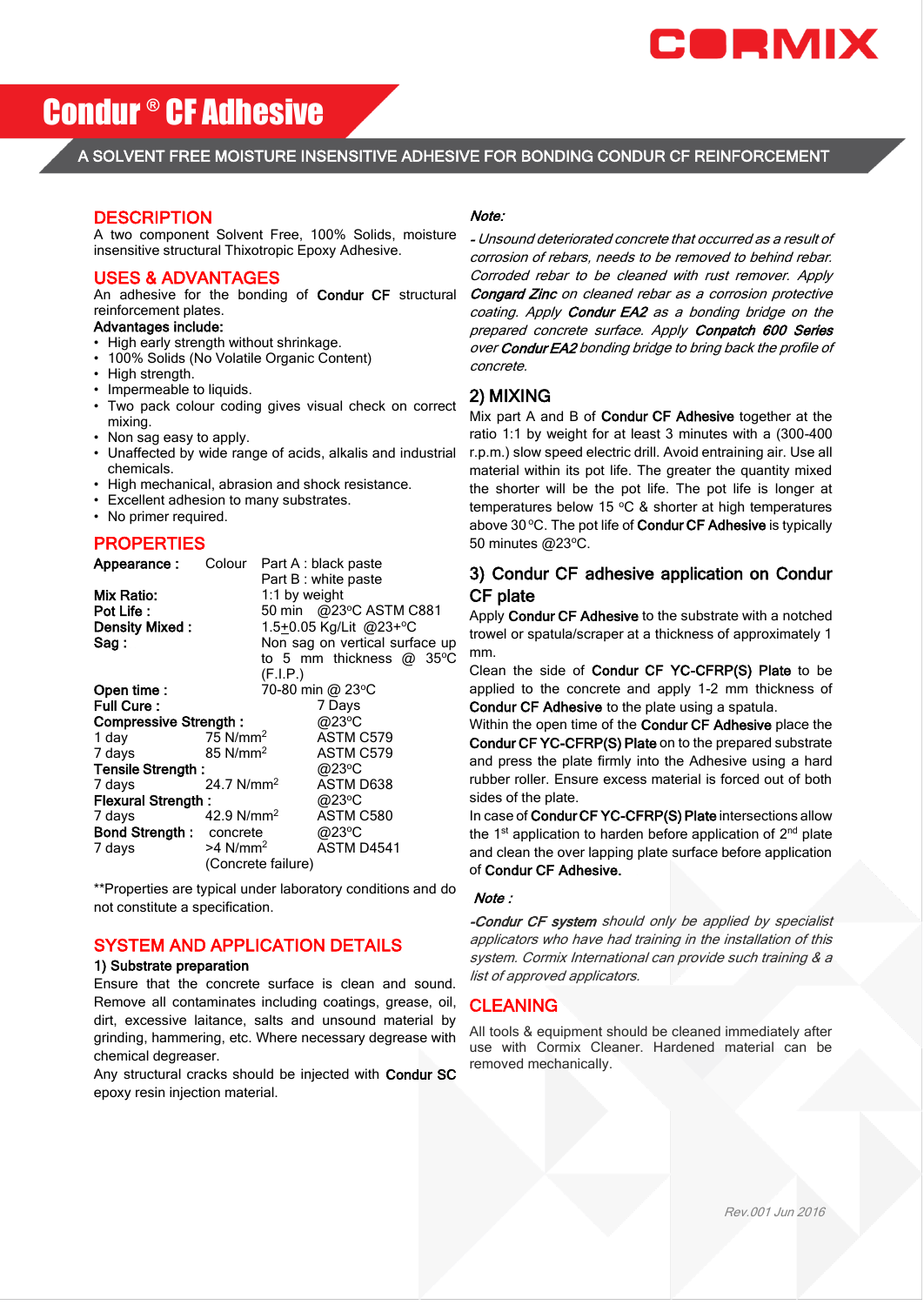# Condur ® CF Adhesive

**A SOLVENT FREE MOISTURE INSENSITIVE ADHESIVE FOR BONDING CONDUR CF REINFORCEMENT**

## DESCRIPTION

A two component Solvent Free, 100% Solids, moisture insensitive structural Thixotropic Epoxy Adhesive.

## USES & ADVANTAGES

An adhesive for the bonding of **Condur CF** structural reinforcement plates.

**Advantages include:**

- High early strength without shrinkage.
- 100% Solids (No Volatile Organic Content)
- High strength.
- Impermeable to liquids.
- Two pack colour coding gives visual check on correct mixing.
- Non sag easy to apply.
- Unaffected by wide range of acids, alkalis and industrial chemicals.
- High mechanical, abrasion and shock resistance.
- Excellent adhesion to many substrates.
- No primer required.

## PROPERTIES

| | | |
|---|---|---|
| **Appearance :** | Colour | Part A : black paste<br>Part B : white paste |
| **Mix Ratio:** | | 1:1 by weight |
| **Pot Life :** | | 50 min @23°C ASTM C881 |
| **Density Mixed :** | | 1.5±0.05 Kg/Lit @23+°C |
| **Sag :** | | Non sag on vertical surface up to 5 mm thickness @ 35ºC (F.I.P.) |
| **Open time :** | | 70-80 min @ 23°C |
| **Full Cure :** | | 7 Days |
| **Compressive Strength :** | | @23°C |
| 1 day | 75 N/mm² | ASTM C579 |
| 7 days | 85 N/mm² | ASTM C579 |
| **Tensile Strength :** | | @23°C |
| 7 days | 24.7 N/mm² | ASTM D638 |
| **Flexural Strength :** | | @23°C |
| 7 days | 42.9 N/mm² | ASTM C580 |
| **Bond Strength :** | concrete | @23°C |
| 7 days | >4 N/mm² (Concrete failure) | ASTM D4541 |

**Properties are typical under laboratory conditions and do not constitute a specification.

## SYSTEM AND APPLICATION DETAILS

### 1) Substrate preparation

Ensure that the concrete surface is clean and sound. Remove all contaminates including coatings, grease, oil, dirt, excessive laitance, salts and unsound material by grinding, hammering, etc. Where necessary degrease with chemical degreaser.

Any structural cracks should be injected with **Condur SC** epoxy resin injection material.

***Note:***

*- Unsound deteriorated concrete that occurred as a result of corrosion of rebars, needs to be removed to behind rebar. Corroded rebar to be cleaned with rust remover. Apply **Congard Zinc** on cleaned rebar as a corrosion protective coating. Apply **Condur EA2** as a bonding bridge on the prepared concrete surface. Apply **Conpatch 600 Series** over **Condur EA2** bonding bridge to bring back the profile of concrete.*

### 2) MIXING

Mix part A and B of **Condur CF Adhesive** together at the ratio 1:1 by weight for at least 3 minutes with a (300-400 r.p.m.) slow speed electric drill. Avoid entraining air. Use all material within its pot life. The greater the quantity mixed the shorter will be the pot life. The pot life is longer at temperatures below 15 °C & shorter at high temperatures above 30 °C. The pot life of **Condur CF Adhesive** is typically 50 minutes @23°C.

### 3) Condur CF adhesive application on Condur CF plate

Apply **Condur CF Adhesive** to the substrate with a notched trowel or spatula/scraper at a thickness of approximately 1 mm.

Clean the side of **Condur CF YC-CFRP(S) Plate** to be applied to the concrete and apply 1-2 mm thickness of **Condur CF Adhesive** to the plate using a spatula.

Within the open time of the **Condur CF Adhesive** place the **Condur CF YC-CFRP(S) Plate** on to the prepared substrate and press the plate firmly into the Adhesive using a hard rubber roller. Ensure excess material is forced out of both sides of the plate.

In case of **Condur CF YC-CFRP(S) Plate** intersections allow the 1st application to harden before application of 2nd plate and clean the over lapping plate surface before application of **Condur CF Adhesive.**

***Note :***

*-**Condur CF system** should only be applied by specialist applicators who have had training in the installation of this system. Cormix International can provide such training & a list of approved applicators.*

## CLEANING

All tools & equipment should be cleaned immediately after use with Cormix Cleaner. Hardened material can be removed mechanically.

*Rev.001 Jun 2016*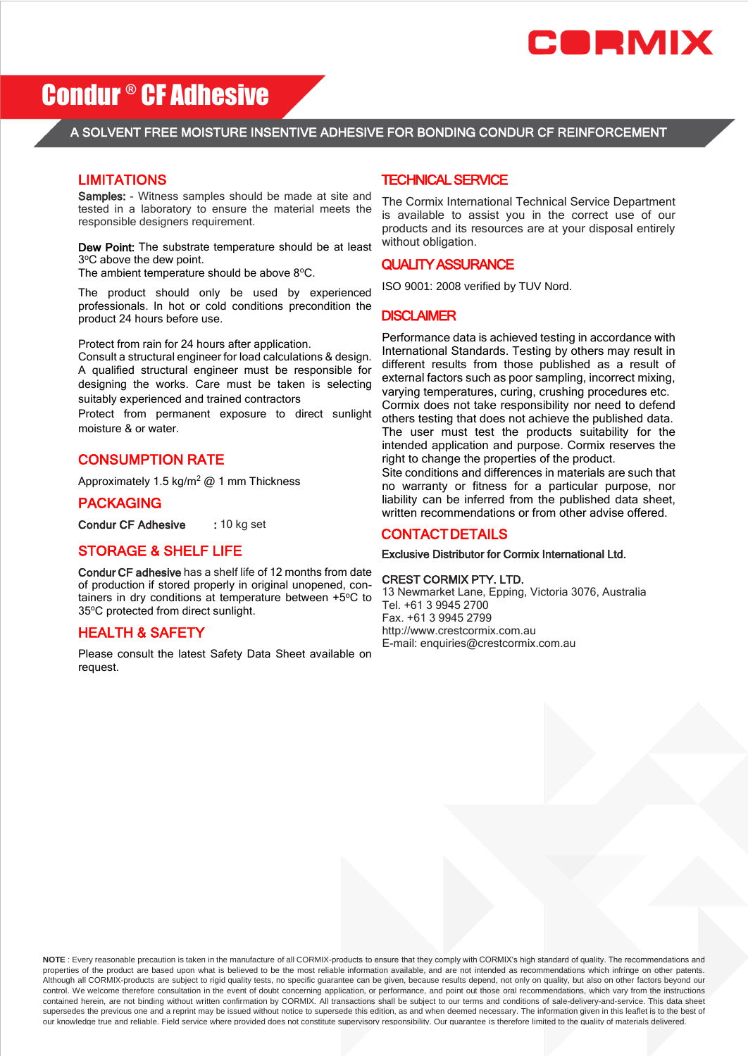# Condur ® CF Adhesive

## A SOLVENT FREE MOISTURE INSENTIVE ADHESIVE FOR BONDING CONDUR CF REINFORCEMENT

## LIMITATIONS

**Samples:** - Witness samples should be made at site and tested in a laboratory to ensure the material meets the responsible designers requirement.

**Dew Point:** The substrate temperature should be at least 3°C above the dew point.
The ambient temperature should be above 8°C.

The product should only be used by experienced professionals. In hot or cold conditions precondition the product 24 hours before use.

Protect from rain for 24 hours after application.
Consult a structural engineer for load calculations & design.
A qualified structural engineer must be responsible for designing the works. Care must be taken is selecting suitably experienced and trained contractors
Protect from permanent exposure to direct sunlight moisture & or water.

## CONSUMPTION RATE

Approximately 1.5 kg/m$^2$ @ 1 mm Thickness

## PACKAGING

**Condur CF Adhesive** : 10 kg set

## STORAGE & SHELF LIFE

**Condur CF adhesive** has a shelf life of 12 months from date of production if stored properly in original unopened, containers in dry conditions at temperature between +5°C to 35°C protected from direct sunlight.

## HEALTH & SAFETY

Please consult the latest Safety Data Sheet available on request.

## TECHNICAL SERVICE

The Cormix International Technical Service Department is available to assist you in the correct use of our products and its resources are at your disposal entirely without obligation.

## QUALITY ASSURANCE

ISO 9001: 2008 verified by TUV Nord.

## DISCLAIMER

Performance data is achieved testing in accordance with International Standards. Testing by others may result in different results from those published as a result of external factors such as poor sampling, incorrect mixing, varying temperatures, curing, crushing procedures etc. Cormix does not take responsibility nor need to defend others testing that does not achieve the published data. The user must test the products suitability for the intended application and purpose. Cormix reserves the right to change the properties of the product.
Site conditions and differences in materials are such that no warranty or fitness for a particular purpose, nor liability can be inferred from the published data sheet, written recommendations or from other advise offered.

## CONTACT DETAILS

**Exclusive Distributor for Cormix International Ltd.**

**CREST CORMIX PTY. LTD.**
13 Newmarket Lane, Epping, Victoria 3076, Australia
Tel. +61 3 9945 2700
Fax. +61 3 9945 2799
http://www.crestcormix.com.au
E-mail: enquiries@crestcormix.com.au

**NOTE** : Every reasonable precaution is taken in the manufacture of all CORMIX-products to ensure that they comply with CORMIX's high standard of quality. The recommendations and properties of the product are based upon what is believed to be the most reliable information available, and are not intended as recommendations which infringe on other patents. Although all CORMIX-products are subject to rigid quality tests, no specific guarantee can be given, because results depend, not only on quality, but also on other factors beyond our control. We welcome therefore consultation in the event of doubt concerning application, or performance, and point out those oral recommendations, which vary from the instructions contained herein, are not binding without written confirmation by CORMIX. All transactions shall be subject to our terms and conditions of sale-delivery-and-service. This data sheet supersedes the previous one and a reprint may be issued without notice to supersede this edition, as and when deemed necessary. The information given in this leaflet is to the best of our knowledge true and reliable. Field service where provided does not constitute supervisory responsibility. Our guarantee is therefore limited to the quality of materials delivered.